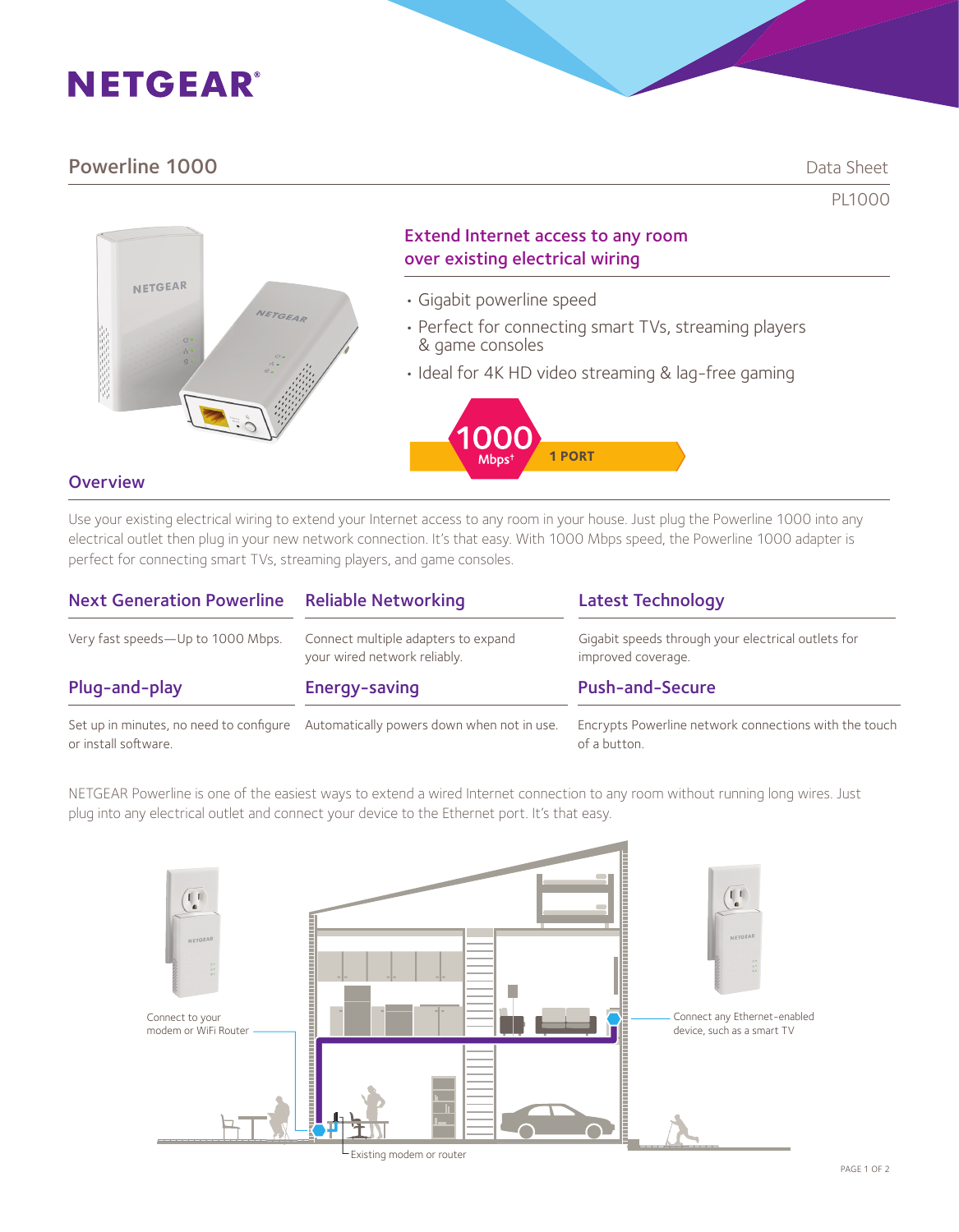NETGEAR

# Powerline 1000

Data Sheet

PL1000

## Extend Internet access to any room over existing electrical wiring

- Gigabit powerline speed
- Perfect for connecting smart TVs, streaming players & game consoles
- Ideal for 4K HD video streaming & lag-free gaming

1000 Mbps† 1 PORT

## Overview

Use your existing electrical wiring to extend your Internet access to any room in your house. Just plug the Powerline 1000 into any electrical outlet then plug in your new network connection. It's that easy. With 1000 Mbps speed, the Powerline 1000 adapter is perfect for connecting smart TVs, streaming players, and game consoles.

### Next Generation Powerline

Very fast speeds—Up to 1000 Mbps.

### Reliable Networking

Connect multiple adapters to expand your wired network reliably.

### Latest Technology

Gigabit speeds through your electrical outlets for improved coverage.

### Plug-and-play

Set up in minutes, no need to configure or install software.

### Energy-saving

Automatically powers down when not in use.

### Push-and-Secure

Encrypts Powerline network connections with the touch of a button.

NETGEAR Powerline is one of the easiest ways to extend a wired Internet connection to any room without running long wires. Just plug into any electrical outlet and connect your device to the Ethernet port. It's that easy.

Connect to your modem or WiFi Router

Connect any Ethernet-enabled device, such as a smart TV

Existing modem or router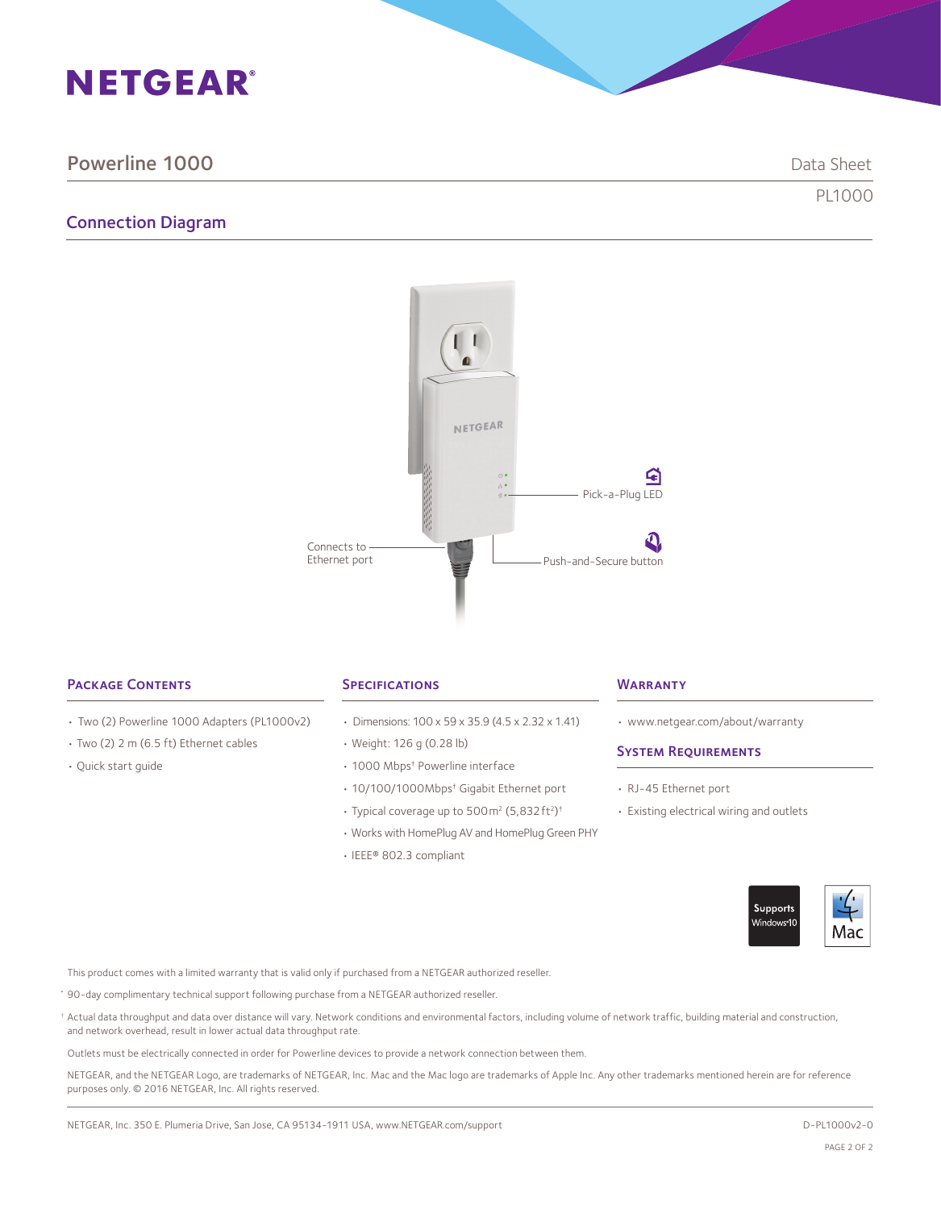# NETGEAR®

## Powerline 1000

Data Sheet

PL1000

## Connection Diagram

Pick-a-Plug LED

Connects to Ethernet port

Push-and-Secure button

### Package Contents

- Two (2) Powerline 1000 Adapters (PL1000v2)
- Two (2) 2 m (6.5 ft) Ethernet cables
- Quick start guide

### Specifications

- Dimensions: 100 x 59 x 35.9 (4.5 x 2.32 x 1.41)
- Weight: 126 g (0.28 lb)
- 1000 Mbps† Powerline interface
- 10/100/1000Mbps† Gigabit Ethernet port
- Typical coverage up to 500 $m^2$ (5,832 $ft^2$)†
- Works with HomePlug AV and HomePlug Green PHY
- IEEE® 802.3 compliant

### Warranty

- www.netgear.com/about/warranty

### System Requirements

- RJ-45 Ethernet port
- Existing electrical wiring and outlets

Supports Windows®10

Mac

This product comes with a limited warranty that is valid only if purchased from a NETGEAR authorized reseller.

\* 90-day complimentary technical support following purchase from a NETGEAR authorized reseller.

† Actual data throughput and data over distance will vary. Network conditions and environmental factors, including volume of network traffic, building material and construction, and network overhead, result in lower actual data throughput rate.

Outlets must be electrically connected in order for Powerline devices to provide a network connection between them.

NETGEAR, and the NETGEAR Logo, are trademarks of NETGEAR, Inc. Mac and the Mac logo are trademarks of Apple Inc. Any other trademarks mentioned herein are for reference purposes only. © 2016 NETGEAR, Inc. All rights reserved.

NETGEAR, Inc. 350 E. Plumeria Drive, San Jose, CA 95134-1911 USA, www.NETGEAR.com/support

D-PL1000v2-0